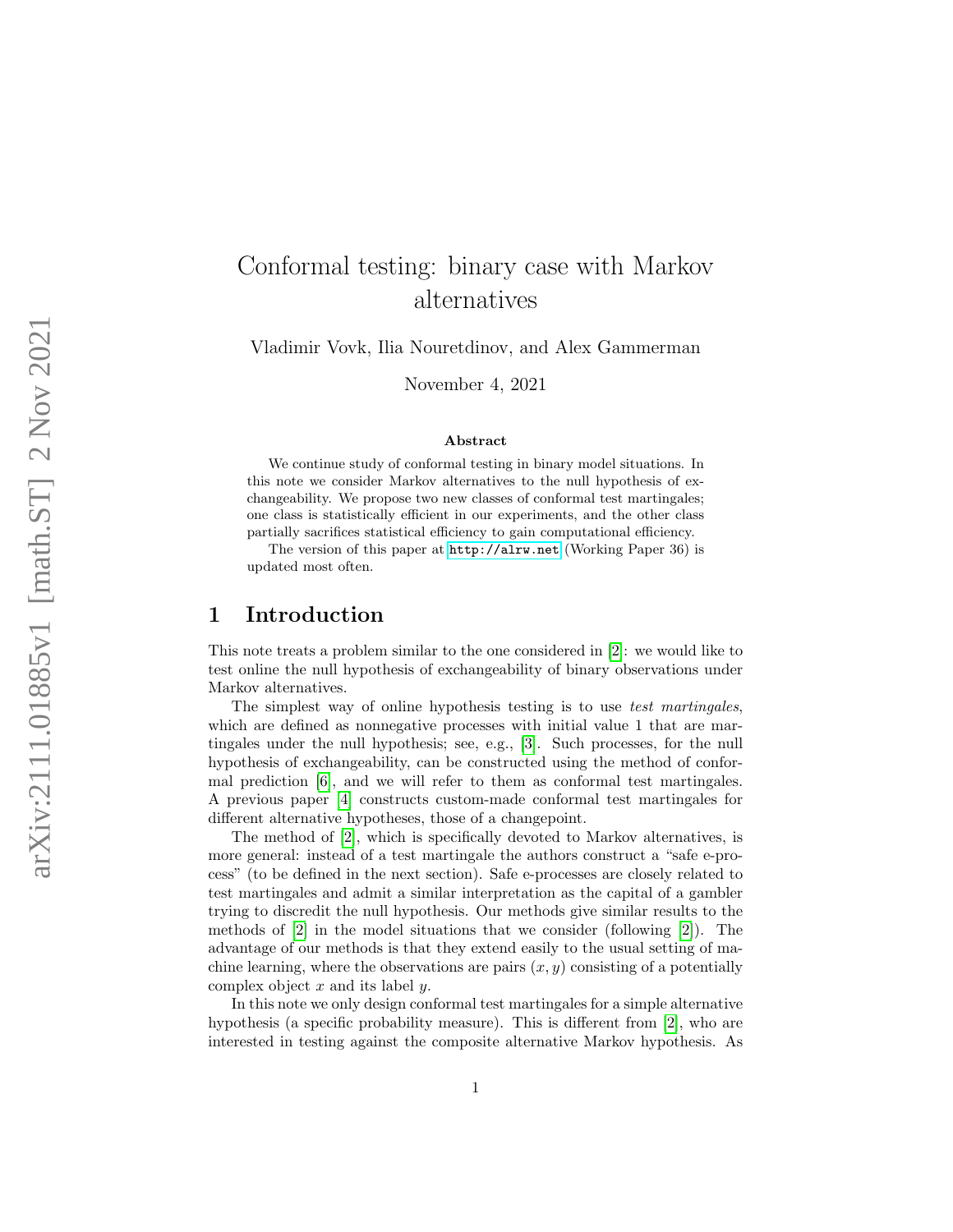# Conformal testing: binary case with Markov alternatives

Vladimir Vovk, Ilia Nouretdinov, and Alex Gammerman

November 4, 2021

**Abstract**

We continue study of conformal testing in binary model situations. In this note we consider Markov alternatives to the null hypothesis of exchangeability. We propose two new classes of conformal test martingales; one class is statistically efficient in our experiments, and the other class partially sacrifices statistical efficiency to gain computational efficiency.

The version of this paper at http://alrw.net (Working Paper 36) is updated most often.

## 1 Introduction

This note treats a problem similar to the one considered in [2]: we would like to test online the null hypothesis of exchangeability of binary observations under Markov alternatives.

The simplest way of online hypothesis testing is to use *test martingales*, which are defined as nonnegative processes with initial value 1 that are martingales under the null hypothesis; see, e.g., [3]. Such processes, for the null hypothesis of exchangeability, can be constructed using the method of conformal prediction [6], and we will refer to them as conformal test martingales. A previous paper [4] constructs custom-made conformal test martingales for different alternative hypotheses, those of a changepoint.

The method of [2], which is specifically devoted to Markov alternatives, is more general: instead of a test martingale the authors construct a "safe e-process" (to be defined in the next section). Safe e-processes are closely related to test martingales and admit a similar interpretation as the capital of a gambler trying to discredit the null hypothesis. Our methods give similar results to the methods of [2] in the model situations that we consider (following [2]). The advantage of our methods is that they extend easily to the usual setting of machine learning, where the observations are pairs $(x, y)$ consisting of a potentially complex object $x$ and its label $y$.

In this note we only design conformal test martingales for a simple alternative hypothesis (a specific probability measure). This is different from [2], who are interested in testing against the composite alternative Markov hypothesis. As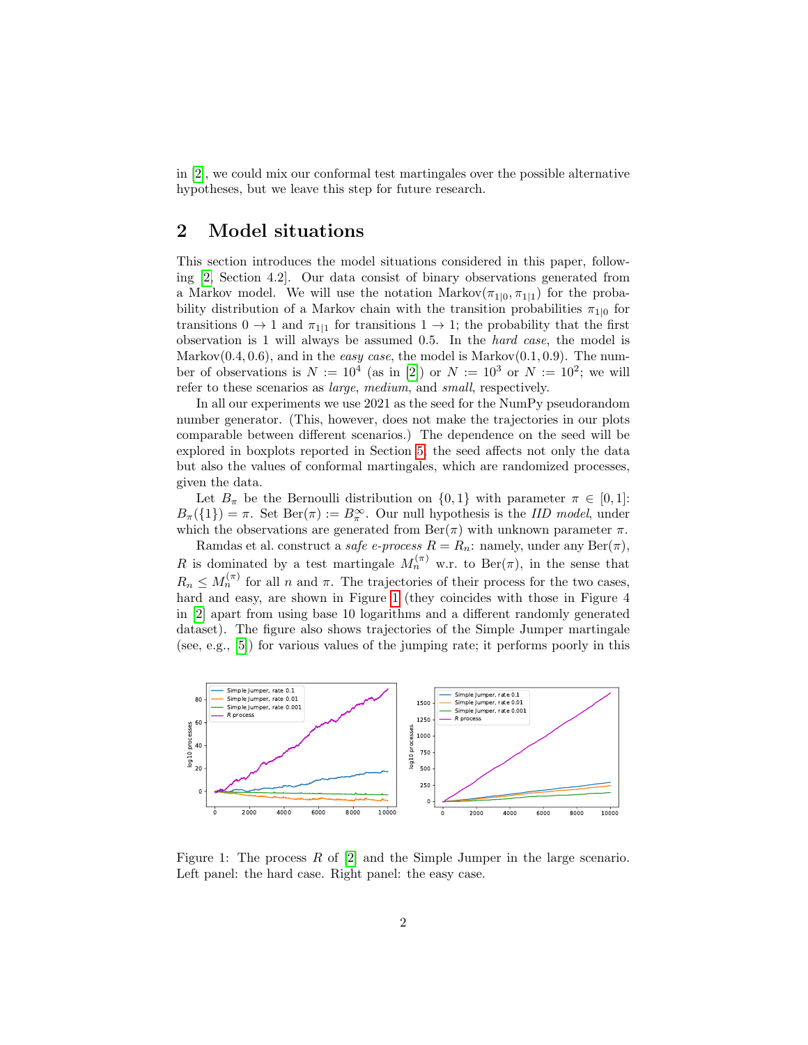in [2], we could mix our conformal test martingales over the possible alternative hypotheses, but we leave this step for future research.

## 2 Model situations

This section introduces the model situations considered in this paper, following [2, Section 4.2]. Our data consist of binary observations generated from a Markov model. We will use the notation $\text{Markov}(\pi_{1|0}, \pi_{1|1})$ for the probability distribution of a Markov chain with the transition probabilities $\pi_{1|0}$ for transitions $0 \to 1$ and $\pi_{1|1}$ for transitions $1 \to 1$; the probability that the first observation is 1 will always be assumed 0.5. In the *hard case*, the model is $\text{Markov}(0.4, 0.6)$, and in the *easy case*, the model is $\text{Markov}(0.1, 0.9)$. The number of observations is $N := 10^4$ (as in [2]) or $N := 10^3$ or $N := 10^2$; we will refer to these scenarios as *large*, *medium*, and *small*, respectively.

In all our experiments we use 2021 as the seed for the NumPy pseudorandom number generator. (This, however, does not make the trajectories in our plots comparable between different scenarios.) The dependence on the seed will be explored in boxplots reported in Section 5; the seed affects not only the data but also the values of conformal martingales, which are randomized processes, given the data.

Let $B_\pi$ be the Bernoulli distribution on $\{0, 1\}$ with parameter $\pi \in [0, 1]$: $B_\pi(\{1\}) = \pi$. Set $\text{Ber}(\pi) := B_\pi^\infty$. Our null hypothesis is the *IID model*, under which the observations are generated from $\text{Ber}(\pi)$ with unknown parameter $\pi$.

Ramdas et al. construct a *safe e-process* $R = R_n$: namely, under any $\text{Ber}(\pi)$, $R$ is dominated by a test martingale $M_n^{(\pi)}$ w.r. to $\text{Ber}(\pi)$, in the sense that $R_n \leq M_n^{(\pi)}$ for all $n$ and $\pi$. The trajectories of their process for the two cases, hard and easy, are shown in Figure 1 (they coincides with those in Figure 4 in [2] apart from using base 10 logarithms and a different randomly generated dataset). The figure also shows trajectories of the Simple Jumper martingale (see, e.g., [5]) for various values of the jumping rate; it performs poorly in this

Figure 1: The process $R$ of [2] and the Simple Jumper in the large scenario. Left panel: the hard case. Right panel: the easy case.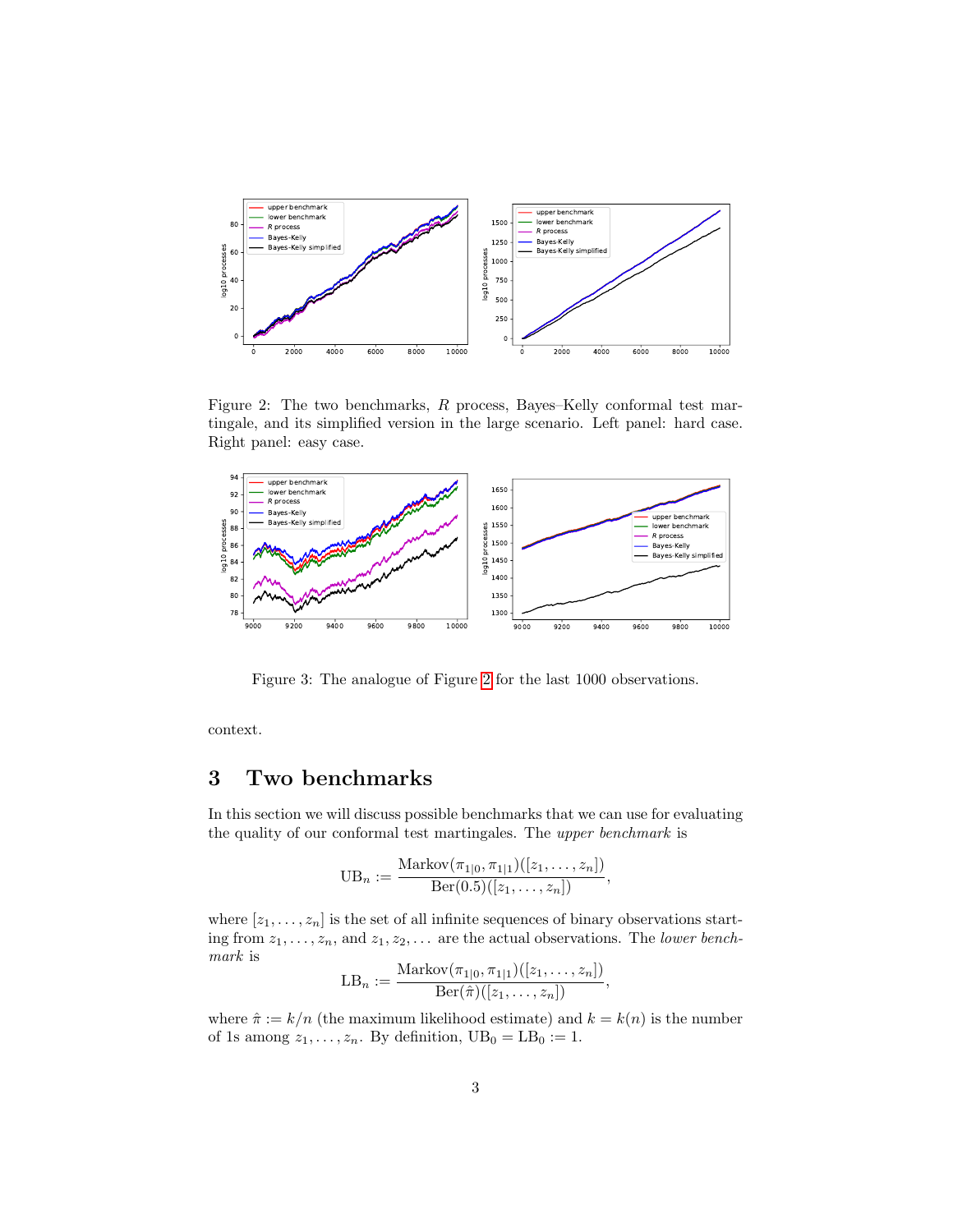Figure 2: The two benchmarks, $R$ process, Bayes–Kelly conformal test martingale, and its simplified version in the large scenario. Left panel: hard case. Right panel: easy case.

Figure 3: The analogue of Figure 2 for the last 1000 observations.

context.

# 3 Two benchmarks

In this section we will discuss possible benchmarks that we can use for evaluating the quality of our conformal test martingales. The *upper benchmark* is

$$\mathrm{UB}_n := \frac{\mathrm{Markov}(\pi_{1|0}, \pi_{1|1})([z_1, \ldots, z_n])}{\mathrm{Ber}(0.5)([z_1, \ldots, z_n])},$$

where $[z_1, \ldots, z_n]$ is the set of all infinite sequences of binary observations starting from $z_1, \ldots, z_n$, and $z_1, z_2, \ldots$ are the actual observations. The *lower benchmark* is

$$\mathrm{LB}_n := \frac{\mathrm{Markov}(\pi_{1|0}, \pi_{1|1})([z_1, \ldots, z_n])}{\mathrm{Ber}(\hat{\pi})([z_1, \ldots, z_n])},$$

where $\hat{\pi} := k/n$ (the maximum likelihood estimate) and $k = k(n)$ is the number of 1s among $z_1, \ldots, z_n$. By definition, $\mathrm{UB}_0 = \mathrm{LB}_0 := 1$.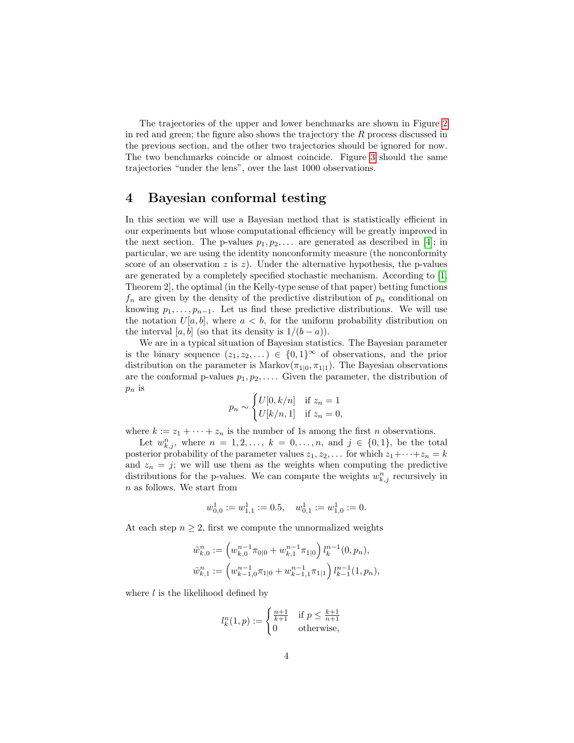The trajectories of the upper and lower benchmarks are shown in Figure 2 in red and green; the figure also shows the trajectory the $R$ process discussed in the previous section, and the other two trajectories should be ignored for now. The two benchmarks coincide or almost coincide. Figure 3 should the same trajectories "under the lens", over the last 1000 observations.

## 4 Bayesian conformal testing

In this section we will use a Bayesian method that is statistically efficient in our experiments but whose computational efficiency will be greatly improved in the next section. The p-values $p_1, p_2, \dots$ are generated as described in [4]; in particular, we are using the identity nonconformity measure (the nonconformity score of an observation $z$ is $z$). Under the alternative hypothesis, the p-values are generated by a completely specified stochastic mechanism. According to [1, Theorem 2], the optimal (in the Kelly-type sense of that paper) betting functions $f_n$ are given by the density of the predictive distribution of $p_n$ conditional on knowing $p_1, \dots, p_{n-1}$. Let us find these predictive distributions. We will use the notation $U[a,b]$, where $a < b$, for the uniform probability distribution on the interval $[a,b]$ (so that its density is $1/(b-a)$).

We are in a typical situation of Bayesian statistics. The Bayesian parameter is the binary sequence $(z_1, z_2, \dots) \in \{0,1\}^\infty$ of observations, and the prior distribution on the parameter is $\text{Markov}(\pi_{1|0}, \pi_{1|1})$. The Bayesian observations are the conformal p-values $p_1, p_2, \dots$. Given the parameter, the distribution of $p_n$ is

$$p_n \sim \begin{cases} U[0, k/n] & \text{if } z_n = 1 \\ U[k/n, 1] & \text{if } z_n = 0, \end{cases}$$

where $k := z_1 + \dots + z_n$ is the number of 1s among the first $n$ observations.

Let $w^n_{k,j}$, where $n = 1, 2, \dots$, $k = 0, \dots, n$, and $j \in \{0,1\}$, be the total posterior probability of the parameter values $z_1, z_2, \dots$ for which $z_1 + \dots + z_n = k$ and $z_n = j$; we will use them as the weights when computing the predictive distributions for the p-values. We can compute the weights $w^n_{k,j}$ recursively in $n$ as follows. We start from

$$w^1_{0,0} := w^1_{1,1} := 0.5, \quad w^1_{0,1} := w^1_{1,0} := 0.$$

At each step $n \geq 2$, first we compute the unnormalized weights

$$\tilde{w}^n_{k,0} := \left( w^{n-1}_{k,0} \pi_{0|0} + w^{n-1}_{k,1} \pi_{1|0} \right) l^{n-1}_k(0, p_n),$$
$$\tilde{w}^n_{k,1} := \left( w^{n-1}_{k-1,0} \pi_{1|0} + w^{n-1}_{k-1,1} \pi_{1|1} \right) l^{n-1}_{k-1}(1, p_n),$$

where $l$ is the likelihood defined by

$$l^n_k(1, p) := \begin{cases} \frac{n+1}{k+1} & \text{if } p \leq \frac{k+1}{n+1} \\ 0 & \text{otherwise,} \end{cases}$$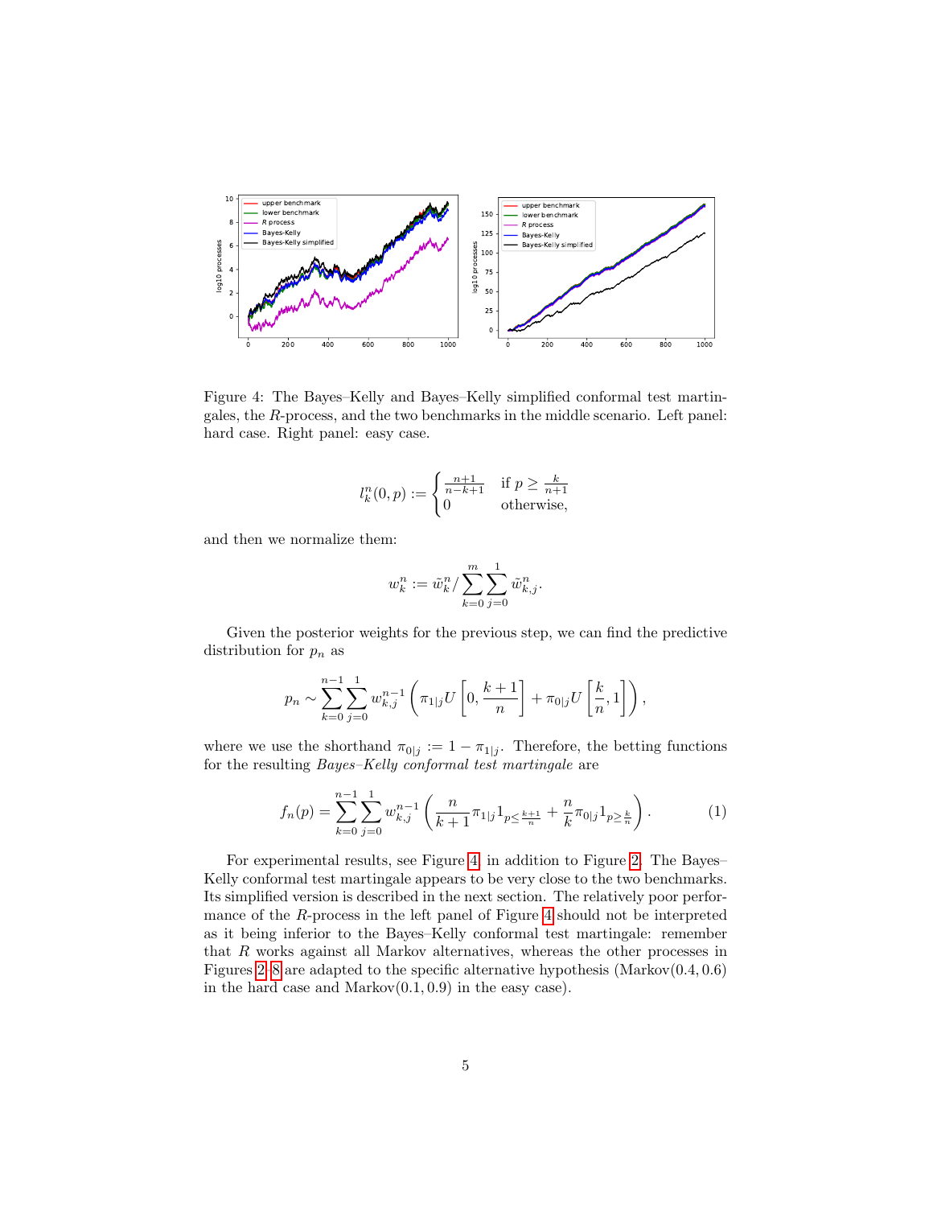Figure 4: The Bayes–Kelly and Bayes–Kelly simplified conformal test martingales, the $R$-process, and the two benchmarks in the middle scenario. Left panel: hard case. Right panel: easy case.

$$
l_k^n(0, p) := \begin{cases} \frac{n+1}{n-k+1} & \text{if } p \geq \frac{k}{n+1} \\ 0 & \text{otherwise,} \end{cases}
$$

and then we normalize them:

$$
w_k^n := \tilde{w}_k^n / \sum_{k=0}^{m} \sum_{j=0}^{1} \tilde{w}_{k,j}^n.
$$

Given the posterior weights for the previous step, we can find the predictive distribution for $p_n$ as

$$
p_n \sim \sum_{k=0}^{n-1} \sum_{j=0}^{1} w_{k,j}^{n-1} \left( \pi_{1|j} U \left[ 0, \frac{k+1}{n} \right] + \pi_{0|j} U \left[ \frac{k}{n}, 1 \right] \right),
$$

where we use the shorthand $\pi_{0|j} := 1 - \pi_{1|j}$. Therefore, the betting functions for the resulting *Bayes–Kelly conformal test martingale* are

$$
f_n(p) = \sum_{k=0}^{n-1} \sum_{j=0}^{1} w_{k,j}^{n-1} \left( \frac{n}{k+1} \pi_{1|j} 1_{p \leq \frac{k+1}{n}} + \frac{n}{k} \pi_{0|j} 1_{p \geq \frac{k}{n}} \right). \tag{1}
$$

For experimental results, see Figure 4 in addition to Figure 2. The Bayes–Kelly conformal test martingale appears to be very close to the two benchmarks. Its simplified version is described in the next section. The relatively poor performance of the $R$-process in the left panel of Figure 4 should not be interpreted as it being inferior to the Bayes–Kelly conformal test martingale: remember that $R$ works against all Markov alternatives, whereas the other processes in Figures 2–8 are adapted to the specific alternative hypothesis (Markov(0.4, 0.6) in the hard case and Markov(0.1, 0.9) in the easy case).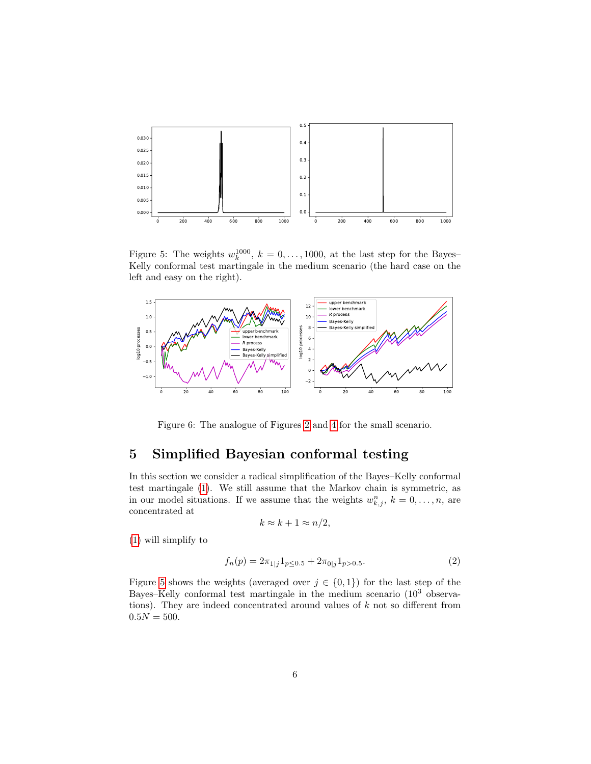Figure 5: The weights $w_k^{1000}$, $k = 0, \ldots, 1000$, at the last step for the Bayes–Kelly conformal test martingale in the medium scenario (the hard case on the left and easy on the right).

Figure 6: The analogue of Figures 2 and 4 for the small scenario.

## 5 Simplified Bayesian conformal testing

In this section we consider a radical simplification of the Bayes–Kelly conformal test martingale (1). We still assume that the Markov chain is symmetric, as in our model situations. If we assume that the weights $w_{k,j}^n$, $k = 0, \ldots, n$, are concentrated at

$$k \approx k + 1 \approx n/2,$$

(1) will simplify to

$$f_n(p) = 2\pi_{1|j} 1_{p \le 0.5} + 2\pi_{0|j} 1_{p > 0.5}. \tag{2}$$

Figure 5 shows the weights (averaged over $j \in \{0, 1\}$) for the last step of the Bayes–Kelly conformal test martingale in the medium scenario ($10^3$ observations). They are indeed concentrated around values of $k$ not so different from $0.5N = 500$.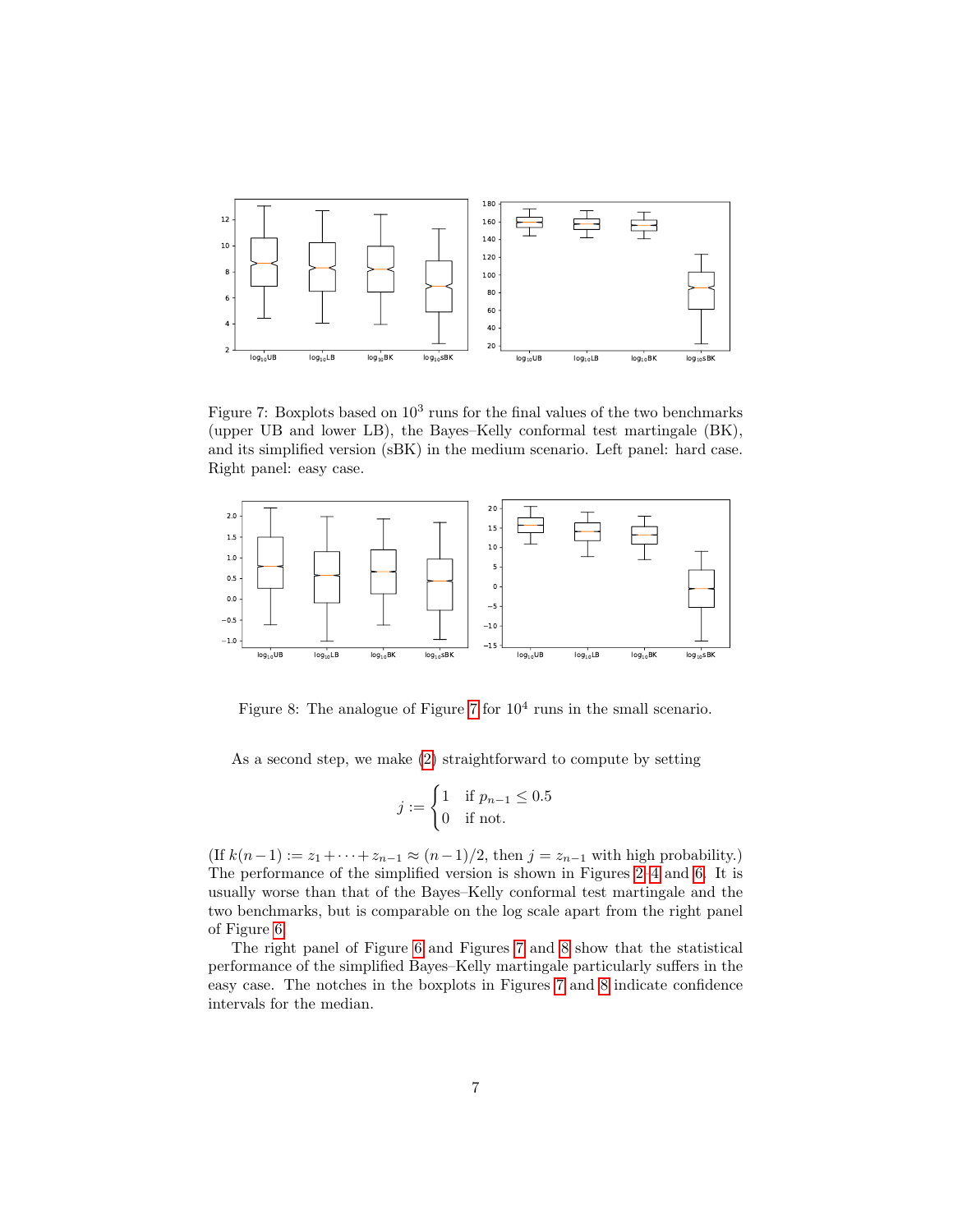Figure 7: Boxplots based on $10^3$ runs for the final values of the two benchmarks (upper UB and lower LB), the Bayes–Kelly conformal test martingale (BK), and its simplified version (sBK) in the medium scenario. Left panel: hard case. Right panel: easy case.

Figure 8: The analogue of Figure 7 for $10^4$ runs in the small scenario.

As a second step, we make (2) straightforward to compute by setting

$$j := \begin{cases} 1 & \text{if } p_{n-1} \leq 0.5 \\ 0 & \text{if not.} \end{cases}$$

(If $k(n-1) := z_1 + \cdots + z_{n-1} \approx (n-1)/2$, then $j = z_{n-1}$ with high probability.) The performance of the simplified version is shown in Figures 2–4 and 6. It is usually worse than that of the Bayes–Kelly conformal test martingale and the two benchmarks, but is comparable on the log scale apart from the right panel of Figure 6.

The right panel of Figure 6 and Figures 7 and 8 show that the statistical performance of the simplified Bayes–Kelly martingale particularly suffers in the easy case. The notches in the boxplots in Figures 7 and 8 indicate confidence intervals for the median.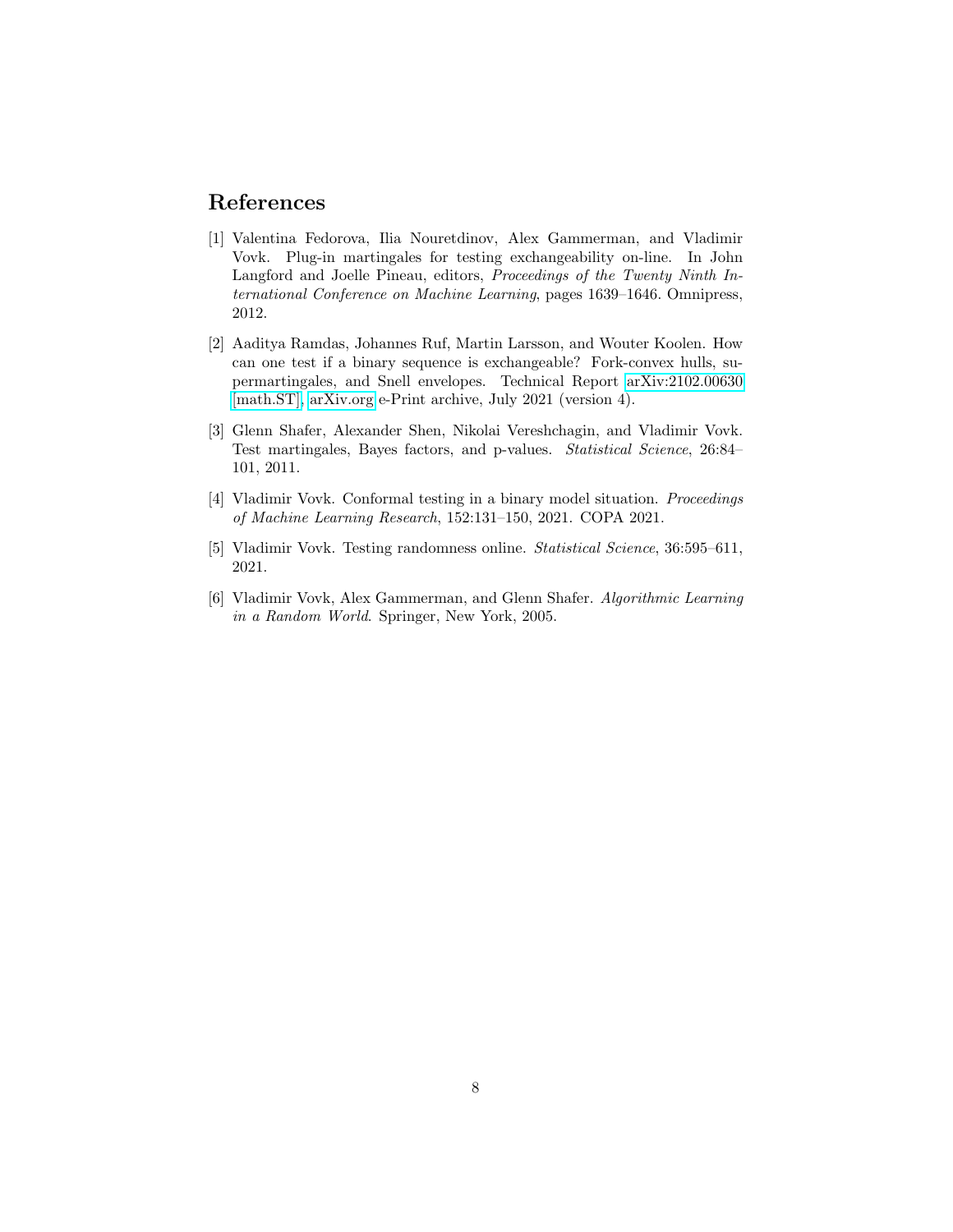## References

[1] Valentina Fedorova, Ilia Nouretdinov, Alex Gammerman, and Vladimir Vovk. Plug-in martingales for testing exchangeability on-line. In John Langford and Joelle Pineau, editors, *Proceedings of the Twenty Ninth International Conference on Machine Learning*, pages 1639–1646. Omnipress, 2012.

[2] Aaditya Ramdas, Johannes Ruf, Martin Larsson, and Wouter Koolen. How can one test if a binary sequence is exchangeable? Fork-convex hulls, supermartingales, and Snell envelopes. Technical Report arXiv:2102.00630 [math.ST], arXiv.org e-Print archive, July 2021 (version 4).

[3] Glenn Shafer, Alexander Shen, Nikolai Vereshchagin, and Vladimir Vovk. Test martingales, Bayes factors, and p-values. *Statistical Science*, 26:84–101, 2011.

[4] Vladimir Vovk. Conformal testing in a binary model situation. *Proceedings of Machine Learning Research*, 152:131–150, 2021. COPA 2021.

[5] Vladimir Vovk. Testing randomness online. *Statistical Science*, 36:595–611, 2021.

[6] Vladimir Vovk, Alex Gammerman, and Glenn Shafer. *Algorithmic Learning in a Random World*. Springer, New York, 2005.